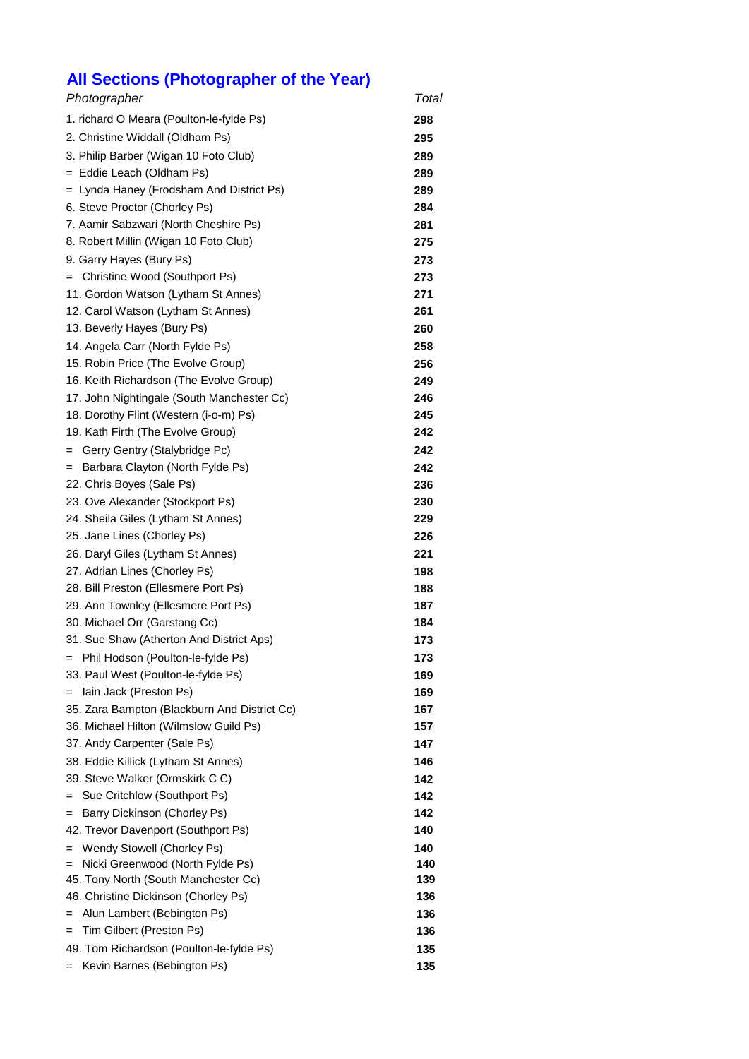## All Sections (Photographer of the Year)

| *Photographer* | *Total* |
|---|---|
| 1. richard O Meara (Poulton-le-fylde Ps) | **298** |
| 2. Christine Widdall (Oldham Ps) | **295** |
| 3. Philip Barber (Wigan 10 Foto Club) | **289** |
| = Eddie Leach (Oldham Ps) | **289** |
| = Lynda Haney (Frodsham And District Ps) | **289** |
| 6. Steve Proctor (Chorley Ps) | **284** |
| 7. Aamir Sabzwari (North Cheshire Ps) | **281** |
| 8. Robert Millin (Wigan 10 Foto Club) | **275** |
| 9. Garry Hayes (Bury Ps) | **273** |
| = Christine Wood (Southport Ps) | **273** |
| 11. Gordon Watson (Lytham St Annes) | **271** |
| 12. Carol Watson (Lytham St Annes) | **261** |
| 13. Beverly Hayes (Bury Ps) | **260** |
| 14. Angela Carr (North Fylde Ps) | **258** |
| 15. Robin Price (The Evolve Group) | **256** |
| 16. Keith Richardson (The Evolve Group) | **249** |
| 17. John Nightingale (South Manchester Cc) | **246** |
| 18. Dorothy Flint (Western (i-o-m) Ps) | **245** |
| 19. Kath Firth (The Evolve Group) | **242** |
| = Gerry Gentry (Stalybridge Pc) | **242** |
| = Barbara Clayton (North Fylde Ps) | **242** |
| 22. Chris Boyes (Sale Ps) | **236** |
| 23. Ove Alexander (Stockport Ps) | **230** |
| 24. Sheila Giles (Lytham St Annes) | **229** |
| 25. Jane Lines (Chorley Ps) | **226** |
| 26. Daryl Giles (Lytham St Annes) | **221** |
| 27. Adrian Lines (Chorley Ps) | **198** |
| 28. Bill Preston (Ellesmere Port Ps) | **188** |
| 29. Ann Townley (Ellesmere Port Ps) | **187** |
| 30. Michael Orr (Garstang Cc) | **184** |
| 31. Sue Shaw (Atherton And District Aps) | **173** |
| = Phil Hodson (Poulton-le-fylde Ps) | **173** |
| 33. Paul West (Poulton-le-fylde Ps) | **169** |
| = Iain Jack (Preston Ps) | **169** |
| 35. Zara Bampton (Blackburn And District Cc) | **167** |
| 36. Michael Hilton (Wilmslow Guild Ps) | **157** |
| 37. Andy Carpenter (Sale Ps) | **147** |
| 38. Eddie Killick (Lytham St Annes) | **146** |
| 39. Steve Walker (Ormskirk C C) | **142** |
| = Sue Critchlow (Southport Ps) | **142** |
| = Barry Dickinson (Chorley Ps) | **142** |
| 42. Trevor Davenport (Southport Ps) | **140** |
| = Wendy Stowell (Chorley Ps) | **140** |
| = Nicki Greenwood (North Fylde Ps) | **140** |
| 45. Tony North (South Manchester Cc) | **139** |
| 46. Christine Dickinson (Chorley Ps) | **136** |
| = Alun Lambert (Bebington Ps) | **136** |
| = Tim Gilbert (Preston Ps) | **136** |
| 49. Tom Richardson (Poulton-le-fylde Ps) | **135** |
| = Kevin Barnes (Bebington Ps) | **135** |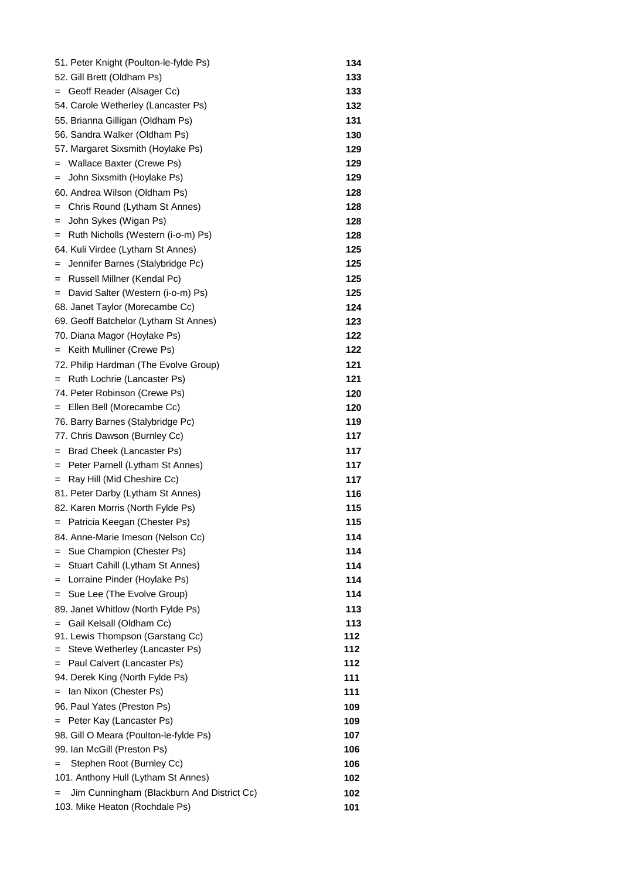| Name | Score |
|---|---|
| 51. Peter Knight (Poulton-le-fylde Ps) | 134 |
| 52. Gill Brett (Oldham Ps) | 133 |
| = Geoff Reader (Alsager Cc) | 133 |
| 54. Carole Wetherley (Lancaster Ps) | 132 |
| 55. Brianna Gilligan (Oldham Ps) | 131 |
| 56. Sandra Walker (Oldham Ps) | 130 |
| 57. Margaret Sixsmith (Hoylake Ps) | 129 |
| = Wallace Baxter (Crewe Ps) | 129 |
| = John Sixsmith (Hoylake Ps) | 129 |
| 60. Andrea Wilson (Oldham Ps) | 128 |
| = Chris Round (Lytham St Annes) | 128 |
| = John Sykes (Wigan Ps) | 128 |
| = Ruth Nicholls (Western (i-o-m) Ps) | 128 |
| 64. Kuli Virdee (Lytham St Annes) | 125 |
| = Jennifer Barnes (Stalybridge Pc) | 125 |
| = Russell Millner (Kendal Pc) | 125 |
| = David Salter (Western (i-o-m) Ps) | 125 |
| 68. Janet Taylor (Morecambe Cc) | 124 |
| 69. Geoff Batchelor (Lytham St Annes) | 123 |
| 70. Diana Magor (Hoylake Ps) | 122 |
| = Keith Mulliner (Crewe Ps) | 122 |
| 72. Philip Hardman (The Evolve Group) | 121 |
| = Ruth Lochrie (Lancaster Ps) | 121 |
| 74. Peter Robinson (Crewe Ps) | 120 |
| = Ellen Bell (Morecambe Cc) | 120 |
| 76. Barry Barnes (Stalybridge Pc) | 119 |
| 77. Chris Dawson (Burnley Cc) | 117 |
| = Brad Cheek (Lancaster Ps) | 117 |
| = Peter Parnell (Lytham St Annes) | 117 |
| = Ray Hill (Mid Cheshire Cc) | 117 |
| 81. Peter Darby (Lytham St Annes) | 116 |
| 82. Karen Morris (North Fylde Ps) | 115 |
| = Patricia Keegan (Chester Ps) | 115 |
| 84. Anne-Marie Imeson (Nelson Cc) | 114 |
| = Sue Champion (Chester Ps) | 114 |
| = Stuart Cahill (Lytham St Annes) | 114 |
| = Lorraine Pinder (Hoylake Ps) | 114 |
| = Sue Lee (The Evolve Group) | 114 |
| 89. Janet Whitlow (North Fylde Ps) | 113 |
| = Gail Kelsall (Oldham Cc) | 113 |
| 91. Lewis Thompson (Garstang Cc) | 112 |
| = Steve Wetherley (Lancaster Ps) | 112 |
| = Paul Calvert (Lancaster Ps) | 112 |
| 94. Derek King (North Fylde Ps) | 111 |
| = Ian Nixon (Chester Ps) | 111 |
| 96. Paul Yates (Preston Ps) | 109 |
| = Peter Kay (Lancaster Ps) | 109 |
| 98. Gill O Meara (Poulton-le-fylde Ps) | 107 |
| 99. Ian McGill (Preston Ps) | 106 |
| = Stephen Root (Burnley Cc) | 106 |
| 101. Anthony Hull (Lytham St Annes) | 102 |
| = Jim Cunningham (Blackburn And District Cc) | 102 |
| 103. Mike Heaton (Rochdale Ps) | 101 |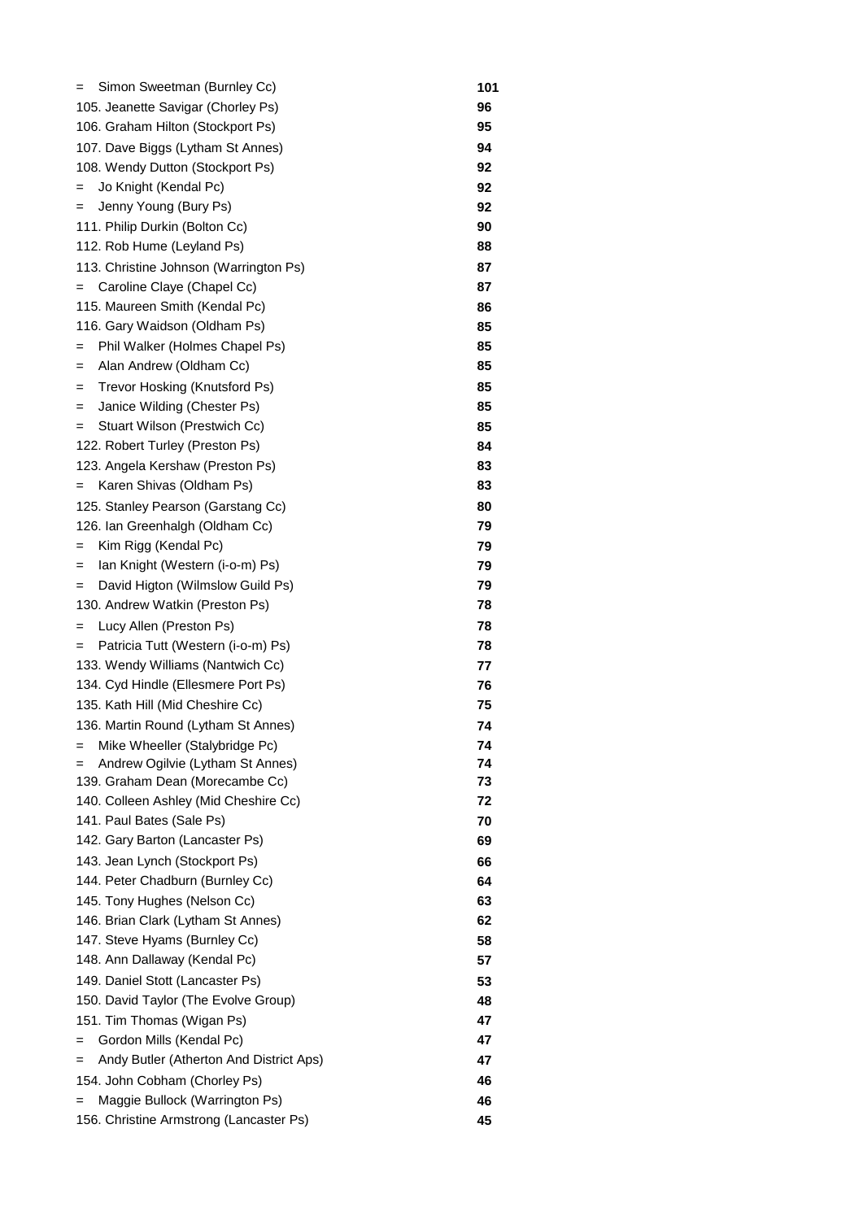| | |
|---|---|
| = Simon Sweetman (Burnley Cc) | **101** |
| 105. Jeanette Savigar (Chorley Ps) | **96** |
| 106. Graham Hilton (Stockport Ps) | **95** |
| 107. Dave Biggs (Lytham St Annes) | **94** |
| 108. Wendy Dutton (Stockport Ps) | **92** |
| = Jo Knight (Kendal Pc) | **92** |
| = Jenny Young (Bury Ps) | **92** |
| 111. Philip Durkin (Bolton Cc) | **90** |
| 112. Rob Hume (Leyland Ps) | **88** |
| 113. Christine Johnson (Warrington Ps) | **87** |
| = Caroline Claye (Chapel Cc) | **87** |
| 115. Maureen Smith (Kendal Pc) | **86** |
| 116. Gary Waidson (Oldham Ps) | **85** |
| = Phil Walker (Holmes Chapel Ps) | **85** |
| = Alan Andrew (Oldham Cc) | **85** |
| = Trevor Hosking (Knutsford Ps) | **85** |
| = Janice Wilding (Chester Ps) | **85** |
| = Stuart Wilson (Prestwich Cc) | **85** |
| 122. Robert Turley (Preston Ps) | **84** |
| 123. Angela Kershaw (Preston Ps) | **83** |
| = Karen Shivas (Oldham Ps) | **83** |
| 125. Stanley Pearson (Garstang Cc) | **80** |
| 126. Ian Greenhalgh (Oldham Cc) | **79** |
| = Kim Rigg (Kendal Pc) | **79** |
| = Ian Knight (Western (i-o-m) Ps) | **79** |
| = David Higton (Wilmslow Guild Ps) | **79** |
| 130. Andrew Watkin (Preston Ps) | **78** |
| = Lucy Allen (Preston Ps) | **78** |
| = Patricia Tutt (Western (i-o-m) Ps) | **78** |
| 133. Wendy Williams (Nantwich Cc) | **77** |
| 134. Cyd Hindle (Ellesmere Port Ps) | **76** |
| 135. Kath Hill (Mid Cheshire Cc) | **75** |
| 136. Martin Round (Lytham St Annes) | **74** |
| = Mike Wheeller (Stalybridge Pc) | **74** |
| = Andrew Ogilvie (Lytham St Annes) | **74** |
| 139. Graham Dean (Morecambe Cc) | **73** |
| 140. Colleen Ashley (Mid Cheshire Cc) | **72** |
| 141. Paul Bates (Sale Ps) | **70** |
| 142. Gary Barton (Lancaster Ps) | **69** |
| 143. Jean Lynch (Stockport Ps) | **66** |
| 144. Peter Chadburn (Burnley Cc) | **64** |
| 145. Tony Hughes (Nelson Cc) | **63** |
| 146. Brian Clark (Lytham St Annes) | **62** |
| 147. Steve Hyams (Burnley Cc) | **58** |
| 148. Ann Dallaway (Kendal Pc) | **57** |
| 149. Daniel Stott (Lancaster Ps) | **53** |
| 150. David Taylor (The Evolve Group) | **48** |
| 151. Tim Thomas (Wigan Ps) | **47** |
| = Gordon Mills (Kendal Pc) | **47** |
| = Andy Butler (Atherton And District Aps) | **47** |
| 154. John Cobham (Chorley Ps) | **46** |
| = Maggie Bullock (Warrington Ps) | **46** |
| 156. Christine Armstrong (Lancaster Ps) | **45** |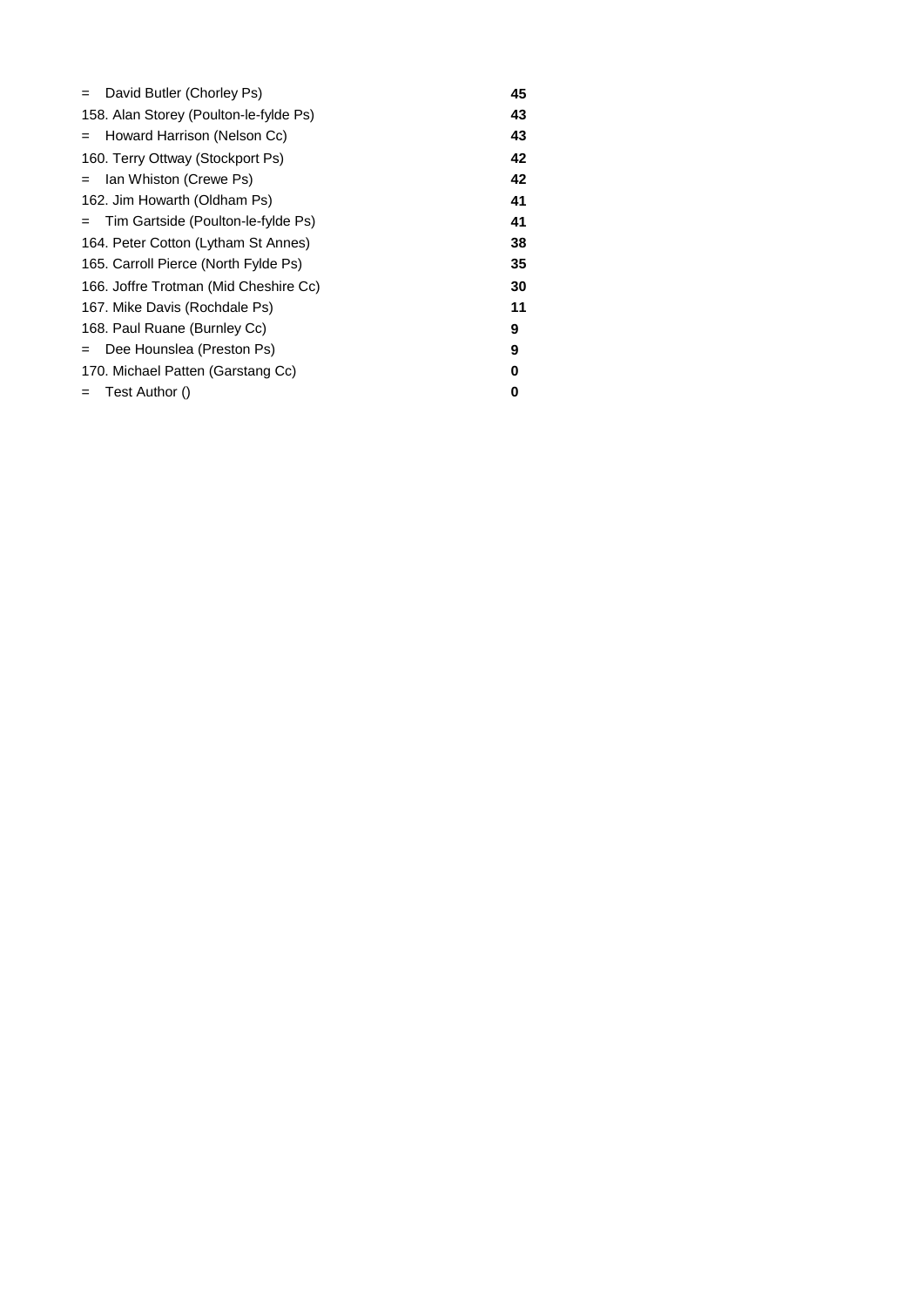| | |
|---|---|
| = David Butler (Chorley Ps) | **45** |
| 158. Alan Storey (Poulton-le-fylde Ps) | **43** |
| = Howard Harrison (Nelson Cc) | **43** |
| 160. Terry Ottway (Stockport Ps) | **42** |
| = Ian Whiston (Crewe Ps) | **42** |
| 162. Jim Howarth (Oldham Ps) | **41** |
| = Tim Gartside (Poulton-le-fylde Ps) | **41** |
| 164. Peter Cotton (Lytham St Annes) | **38** |
| 165. Carroll Pierce (North Fylde Ps) | **35** |
| 166. Joffre Trotman (Mid Cheshire Cc) | **30** |
| 167. Mike Davis (Rochdale Ps) | **11** |
| 168. Paul Ruane (Burnley Cc) | **9** |
| = Dee Hounslea (Preston Ps) | **9** |
| 170. Michael Patten (Garstang Cc) | **0** |
| = Test Author () | **0** |